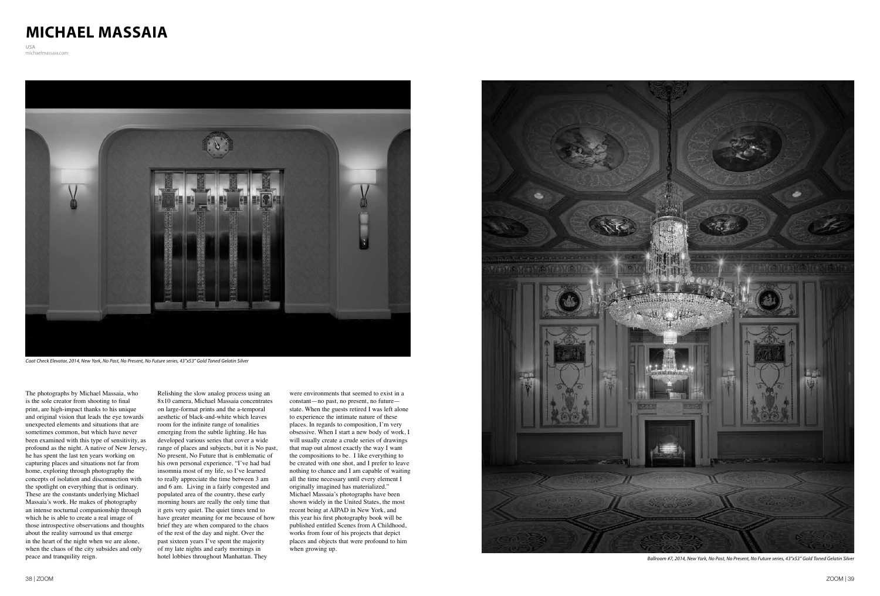# MICHAEL MASSAIA

USA
michaelmassaia.com

*Coat Check Elevator, 2014, New York, No Past, No Present, No Future series, 43"x53" Gold Toned Gelatin Silver*

The photographs by Michael Massaia, who is the sole creator from shooting to final print, are high-impact thanks to his unique and original vision that leads the eye towards unexpected elements and situations that are sometimes common, but which have never been examined with this type of sensitivity, as profound as the night. A native of New Jersey, he has spent the last ten years working on capturing places and situations not far from home, exploring through photography the concepts of isolation and disconnection with the spotlight on everything that is ordinary. These are the constants underlying Michael Massaia's work. He makes of photography an intense nocturnal companionship through which he is able to create a real image of those introspective observations and thoughts about the reality surround us that emerge in the heart of the night when we are alone, when the chaos of the city subsides and only peace and tranquility reign.

Relishing the slow analog process using an 8x10 camera, Michael Massaia concentrates on large-format prints and the a-temporal aesthetic of black-and-white which leaves room for the infinite range of tonalities emerging from the subtle lighting. He has developed various series that cover a wide range of places and subjects, but it is No past, No present, No Future that is emblematic of his own personal experience. "I've had bad insomnia most of my life, so I've learned to really appreciate the time between 3 am and 6 am. Living in a fairly congested and populated area of the country, these early morning hours are really the only time that it gets very quiet. The quiet times tend to have greater meaning for me because of how brief they are when compared to the chaos of the rest of the day and night. Over the past sixteen years I've spent the majority of my late nights and early mornings in hotel lobbies throughout Manhattan. They were environments that seemed to exist in a constant—no past, no present, no future—state. When the guests retired I was left alone to experience the intimate nature of these places. In regards to composition, I'm very obsessive. When I start a new body of work, I will usually create a crude series of drawings that map out almost exactly the way I want the compositions to be. I like everything to be created with one shot, and I prefer to leave nothing to chance and I am capable of waiting all the time necessary until every element I originally imagined has materialized." Michael Massaia's photographs have been shown widely in the United States, the most recent being at AIPAD in New York, and this year his first photography book will be published entitled Scenes from A Childhood, works from four of his projects that depict places and objects that were profound to him when growing up.

*Ballroom #7, 2014, New York, No Past, No Present, No Future series, 43"x53" Gold Toned Gelatin Silver*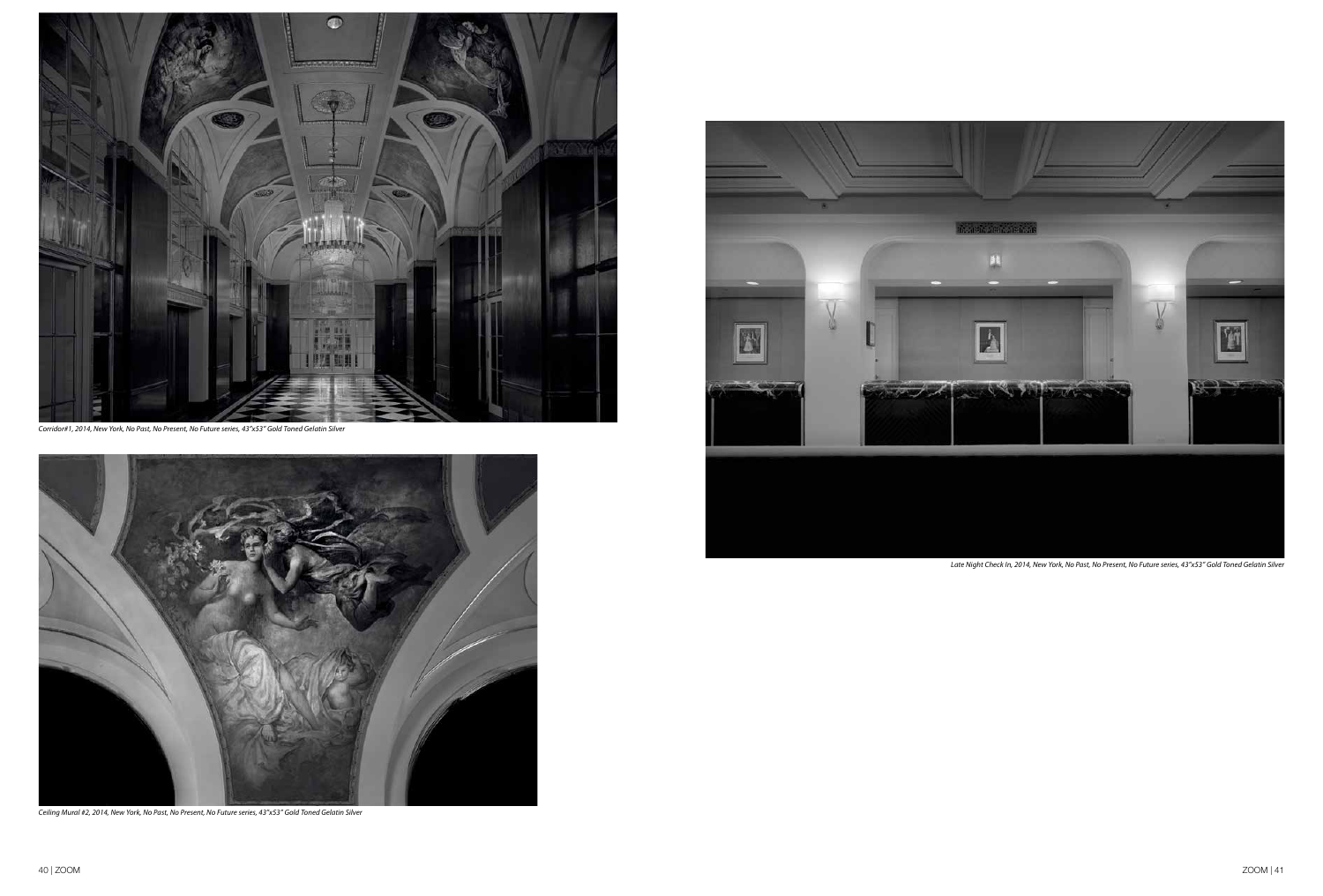*Corridor#1, 2014, New York, No Past, No Present, No Future series, 43"x53" Gold Toned Gelatin Silver*

*Ceiling Mural #2, 2014, New York, No Past, No Present, No Future series, 43"x53" Gold Toned Gelatin Silver*

*Late Night Check In, 2014, New York, No Past, No Present, No Future series, 43"x53" Gold Toned Gelatin Silver*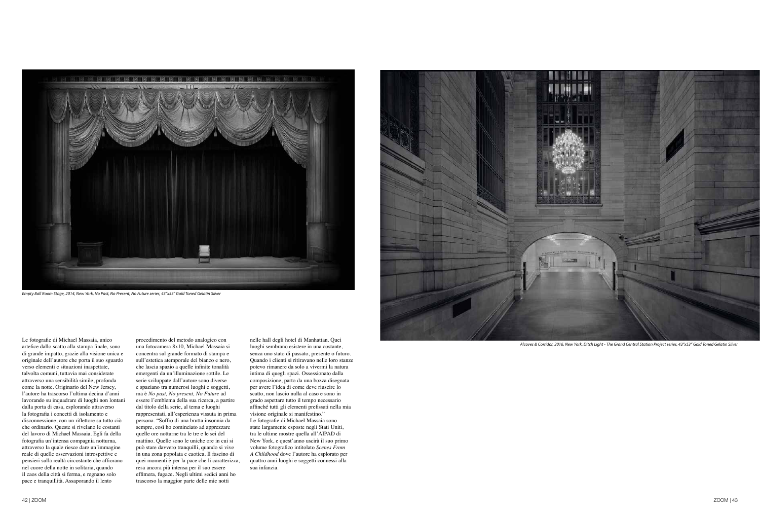*Empty Ball Room Stage, 2014, New York, No Past, No Present, No Future series, 43"x53" Gold Toned Gelatin Silver*

*Alcoves & Corridor, 2016, New York, Ditch Light - The Grand Central Station Project series, 43"x53" Gold Toned Gelatin Silver*

Le fotografie di Michael Massaia, unico artefice dallo scatto alla stampa finale, sono di grande impatto, grazie alla visione unica e originale dell'autore che porta il suo sguardo verso elementi e situazioni inaspettate, talvolta comuni, tuttavia mai considerate attraverso una sensibilità simile, profonda come la notte. Originario del New Jersey, l'autore ha trascorso l'ultima decina d'anni lavorando su inquadrare di luoghi non lontani dalla porta di casa, esplorando attraverso la fotografia i concetti di isolamento e disconnessione, con un riflettore su tutto ciò che ordinario. Queste si rivelano le costanti del lavoro di Michael Massaia. Egli fa della fotografia un'intensa compagnia notturna, attraverso la quale riesce dare un'immagine reale di quelle osservazioni introspettive e pensieri sulla realtà circostante che affiorano nel cuore della notte in solitaria, quando il caos della città si ferma, e regnano solo pace e tranquillità. Assaporando il lento procedimento del metodo analogico con una fotocamera 8x10, Michael Massaia si concentra sul grande formato di stampa e sull'estetica atemporale del bianco e nero, che lascia spazio a quelle infinite tonalità emergenti da un'illuminazione sottile. Le serie sviluppate dall'autore sono diverse e spaziano tra numerosi luoghi e soggetti, ma è *No past, No present, No Future* ad essere l'emblema della sua ricerca, a partire dal titolo della serie, al tema e luoghi rappresentati, all'esperienza vissuta in prima persona. "Soffro di una brutta insonnia da sempre, così ho cominciato ad apprezzare quelle ore notturne tra le tre e le sei del mattino. Quelle sono le uniche ore in cui si può stare davvero tranquilli, quando si vive in una zona popolata e caotica. Il fascino di quei momenti è per la pace che li caratterizza, resa ancora più intensa per il suo essere effimera, fugace. Negli ultimi sedici anni ho trascorso la maggior parte delle mie notti nelle hall degli hotel di Manhattan. Quei luoghi sembrano esistere in una costante, senza uno stato di passato, presente o futuro. Quando i clienti si ritiravano nelle loro stanze potevo rimanere da solo a vivermi la natura intima di quegli spazi. Ossessionato dalla composizione, parto da una bozza disegnata per avere l'idea di come deve riuscire lo scatto, non lascio nulla al caso e sono in grado aspettare tutto il tempo necessario affinché tutti gli elementi prefissati nella mia visione originale si manifestino."

Le fotografie di Michael Massaia sono state largamente esposte negli Stati Uniti, tra le ultime mostre quella all'AIPAD di New York, e quest'anno uscirà il suo primo volume fotografico intitolato *Scenes From A Childhood* dove l'autore ha esplorato per quattro anni luoghi e soggetti connessi alla sua infanzia.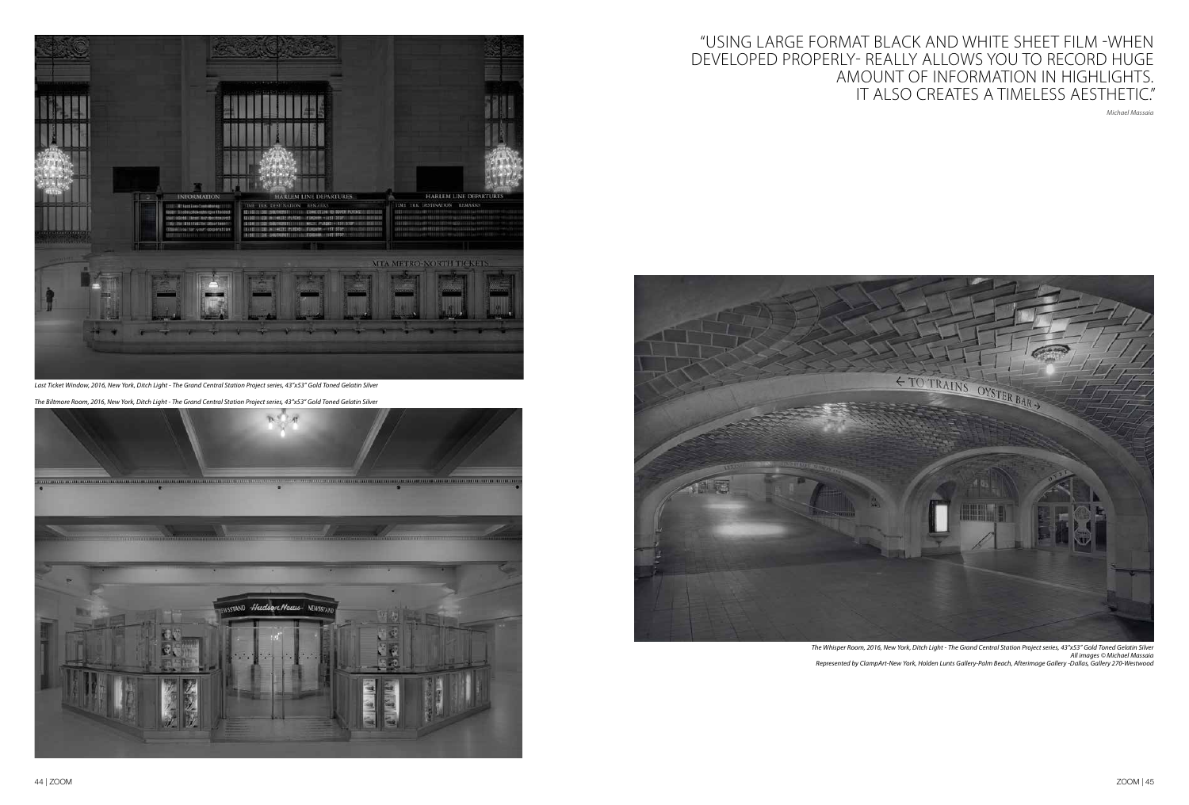Last Ticket Window, 2016, New York, Ditch Light - The Grand Central Station Project series, 43"x53" Gold Toned Gelatin Silver

The Biltmore Room, 2016, New York, Ditch Light - The Grand Central Station Project series, 43"x53" Gold Toned Gelatin Silver

"USING LARGE FORMAT BLACK AND WHITE SHEET FILM -WHEN DEVELOPED PROPERLY- REALLY ALLOWS YOU TO RECORD HUGE AMOUNT OF INFORMATION IN HIGHLIGHTS. IT ALSO CREATES A TIMELESS AESTHETIC."

*Michael Massaia*

*The Whisper Room, 2016, New York, Ditch Light - The Grand Central Station Project series, 43"x53" Gold Toned Gelatin Silver*
*All images © Michael Massaia*
*Represented by ClampArt-New York, Holden Lunts Gallery-Palm Beach, Afterimage Gallery -Dallas, Gallery 270-Westwood*